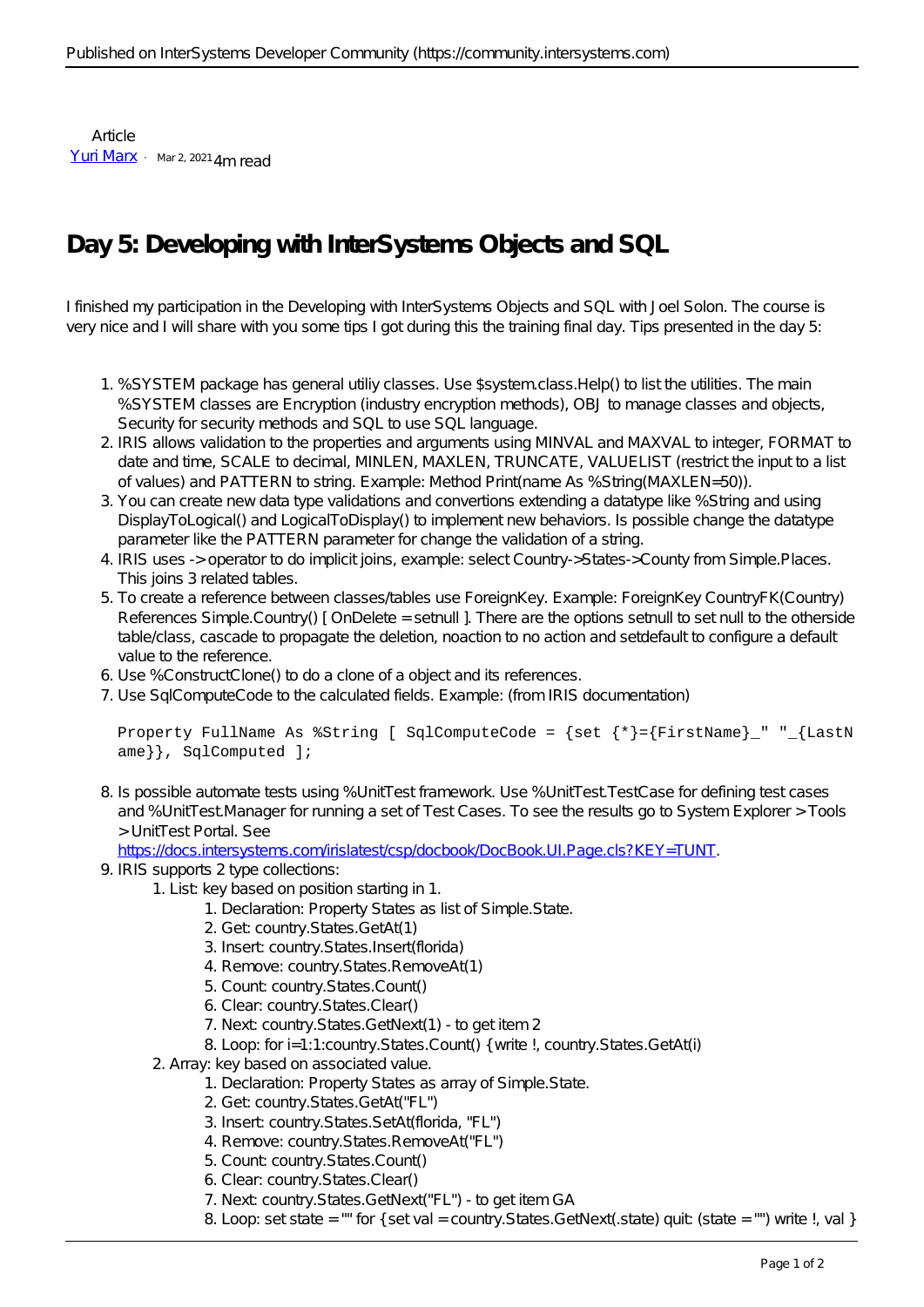Article

Yuri Marx · Mar 2, 2021 4m read

# Day 5: Developing with InterSystems Objects and SQL

I finished my participation in the Developing with InterSystems Objects and SQL with Joel Solon. The course is very nice and I will share with you some tips I got during this the training final day. Tips presented in the day 5:

1. %SYSTEM package has general utiliy classes. Use $system.class.Help() to list the utilities. The main %SYSTEM classes are Encryption (industry encryption methods), OBJ to manage classes and objects, Security for security methods and SQL to use SQL language.
2. IRIS allows validation to the properties and arguments using MINVAL and MAXVAL to integer, FORMAT to date and time, SCALE to decimal, MINLEN, MAXLEN, TRUNCATE, VALUELIST (restrict the input to a list of values) and PATTERN to string. Example: Method Print(name As %String(MAXLEN=50)).
3. You can create new data type validations and convertions extending a datatype like %String and using DisplayToLogical() and LogicalToDisplay() to implement new behaviors. Is possible change the datatype parameter like the PATTERN parameter for change the validation of a string.
4. IRIS uses -> operator to do implicit joins, example: select Country->States->County from Simple.Places. This joins 3 related tables.
5. To create a reference between classes/tables use ForeignKey. Example: ForeignKey CountryFK(Country) References Simple.Country() [ OnDelete = setnull ]. There are the options setnull to set null to the otherside table/class, cascade to propagate the deletion, noaction to no action and setdefault to configure a default value to the reference.
6. Use %ConstructClone() to do a clone of a object and its references.
7. Use SqlComputeCode to the calculated fields. Example: (from IRIS documentation)

   ```
   Property FullName As %String [ SqlComputeCode = {set {*}={FirstName}_" "_{LastName}}, SqlComputed ];
   ```

8. Is possible automate tests using %UnitTest framework. Use %UnitTest.TestCase for defining test cases and %UnitTest.Manager for running a set of Test Cases. To see the results go to System Explorer > Tools > UnitTest Portal. See https://docs.intersystems.com/irislatest/csp/docbook/DocBook.UI.Page.cls?KEY=TUNT.
9. IRIS supports 2 type collections:
   1. List: key based on position starting in 1.
      1. Declaration: Property States as list of Simple.State.
      2. Get: country.States.GetAt(1)
      3. Insert: country.States.Insert(florida)
      4. Remove: country.States.RemoveAt(1)
      5. Count: country.States.Count()
      6. Clear: country.States.Clear()
      7. Next: country.States.GetNext(1) - to get item 2
      8. Loop: for i=1:1:country.States.Count() { write !, country.States.GetAt(i)
   2. Array: key based on associated value.
      1. Declaration: Property States as array of Simple.State.
      2. Get: country.States.GetAt("FL")
      3. Insert: country.States.SetAt(florida, "FL")
      4. Remove: country.States.RemoveAt("FL")
      5. Count: country.States.Count()
      6. Clear: country.States.Clear()
      7. Next: country.States.GetNext("FL") - to get item GA
      8. Loop: set state = "" for { set val = country.States.GetNext(.state) quit: (state = "") write !, val }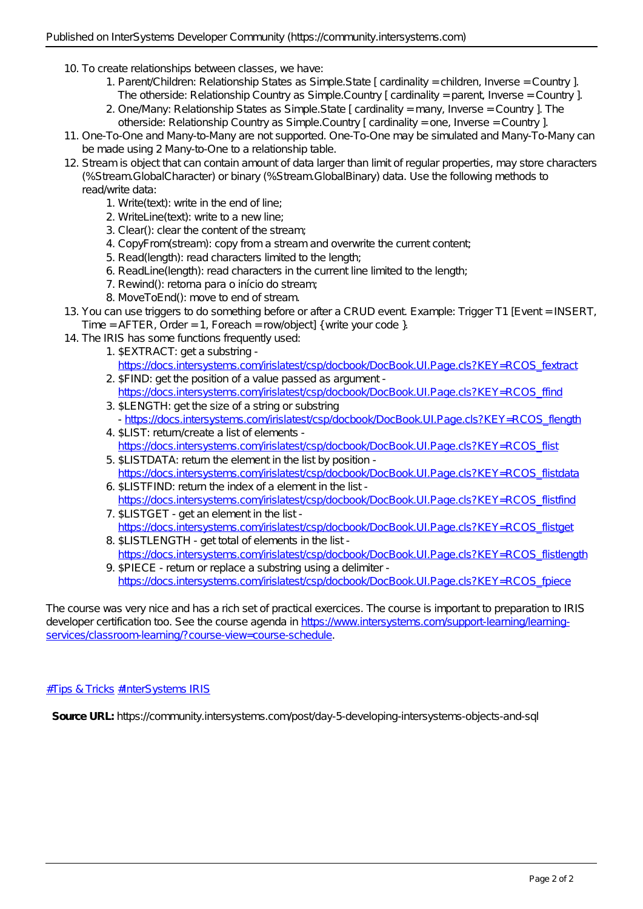10. To create relationships between classes, we have:
    1. Parent/Children: Relationship States as Simple.State [ cardinality = children, Inverse = Country ]. The otherside: Relationship Country as Simple.Country [ cardinality = parent, Inverse = Country ].
    2. One/Many: Relationship States as Simple.State [ cardinality = many, Inverse = Country ]. The otherside: Relationship Country as Simple.Country [ cardinality = one, Inverse = Country ].
11. One-To-One and Many-to-Many are not supported. One-To-One may be simulated and Many-To-Many can be made using 2 Many-to-One to a relationship table.
12. Stream is object that can contain amount of data larger than limit of regular properties, may store characters (%Stream.GlobalCharacter) or binary (%Stream.GlobalBinary) data. Use the following methods to read/write data:
    1. Write(text): write in the end of line;
    2. WriteLine(text): write to a new line;
    3. Clear(): clear the content of the stream;
    4. CopyFrom(stream): copy from a stream and overwrite the current content;
    5. Read(length): read characters limited to the length;
    6. ReadLine(length): read characters in the current line limited to the length;
    7. Rewind(): retorna para o início do stream;
    8. MoveToEnd(): move to end of stream.
13. You can use triggers to do something before or after a CRUD event. Example: Trigger T1 [Event = INSERT, Time = AFTER, Order = 1, Foreach = row/object] { write your code }.
14. The IRIS has some functions frequently used:
    1. $EXTRACT: get a substring - https://docs.intersystems.com/irislatest/csp/docbook/DocBook.UI.Page.cls?KEY=RCOS_fextract
    2. $FIND: get the position of a value passed as argument - https://docs.intersystems.com/irislatest/csp/docbook/DocBook.UI.Page.cls?KEY=RCOS_ffind
    3. $LENGTH: get the size of a string or substring - https://docs.intersystems.com/irislatest/csp/docbook/DocBook.UI.Page.cls?KEY=RCOS_flength
    4. $LIST: return/create a list of elements - https://docs.intersystems.com/irislatest/csp/docbook/DocBook.UI.Page.cls?KEY=RCOS_flist
    5. $LISTDATA: return the element in the list by position - https://docs.intersystems.com/irislatest/csp/docbook/DocBook.UI.Page.cls?KEY=RCOS_flistdata
    6. $LISTFIND: return the index of a element in the list - https://docs.intersystems.com/irislatest/csp/docbook/DocBook.UI.Page.cls?KEY=RCOS_flistfind
    7. $LISTGET - get an element in the list - https://docs.intersystems.com/irislatest/csp/docbook/DocBook.UI.Page.cls?KEY=RCOS_flistget
    8. $LISTLENGTH - get total of elements in the list - https://docs.intersystems.com/irislatest/csp/docbook/DocBook.UI.Page.cls?KEY=RCOS_flistlength
    9. $PIECE - return or replace a substring using a delimiter - https://docs.intersystems.com/irislatest/csp/docbook/DocBook.UI.Page.cls?KEY=RCOS_fpiece

The course was very nice and has a rich set of practical exercices. The course is important to preparation to IRIS developer certification too. See the course agenda in https://www.intersystems.com/support-learning/learning-services/classroom-learning/?course-view=course-schedule.

#Tips & Tricks #InterSystems IRIS

**Source URL:** https://community.intersystems.com/post/day-5-developing-intersystems-objects-and-sql